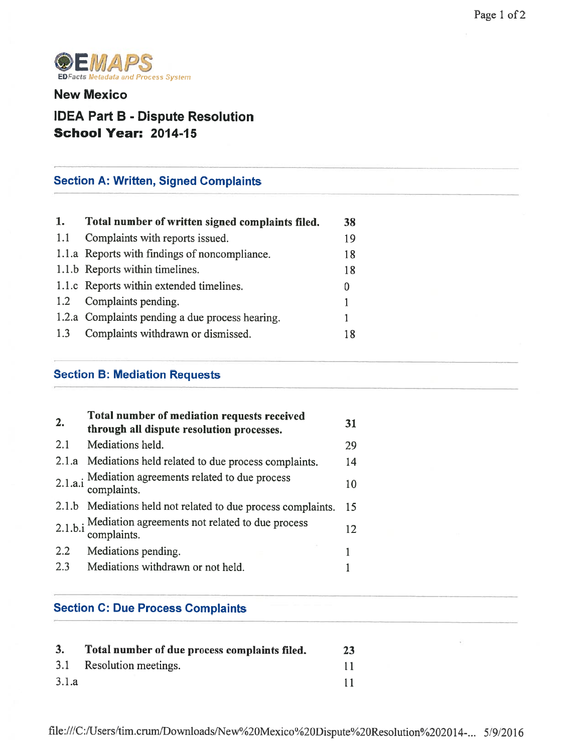EMAPS
EDFacts Metadata and Process System

## New Mexico

## IDEA Part B - Dispute Resolution

### School Year: 2014-15

### Section A: Written, Signed Complaints

| | | |
|---|---|---|
| **1.** | **Total number of written signed complaints filed.** | **38** |
| 1.1 | Complaints with reports issued. | 19 |
| 1.1.a | Reports with findings of noncompliance. | 18 |
| 1.1.b | Reports within timelines. | 18 |
| 1.1.c | Reports within extended timelines. | 0 |
| 1.2 | Complaints pending. | 1 |
| 1.2.a | Complaints pending a due process hearing. | 1 |
| 1.3 | Complaints withdrawn or dismissed. | 18 |

### Section B: Mediation Requests

| | | |
|---|---|---|
| **2.** | **Total number of mediation requests received through all dispute resolution processes.** | **31** |
| 2.1 | Mediations held. | 29 |
| 2.1.a | Mediations held related to due process complaints. | 14 |
| 2.1.a.i | Mediation agreements related to due process complaints. | 10 |
| 2.1.b | Mediations held not related to due process complaints. | 15 |
| 2.1.b.i | Mediation agreements not related to due process complaints. | 12 |
| 2.2 | Mediations pending. | 1 |
| 2.3 | Mediations withdrawn or not held. | 1 |

### Section C: Due Process Complaints

| | | |
|---|---|---|
| **3.** | **Total number of due process complaints filed.** | **23** |
| 3.1 | Resolution meetings. | 11 |
| 3.1.a | | 11 |

file:///C:/Users/tim.crum/Downloads/New%20Mexico%20Dispute%20Resolution%202014-... 5/9/2016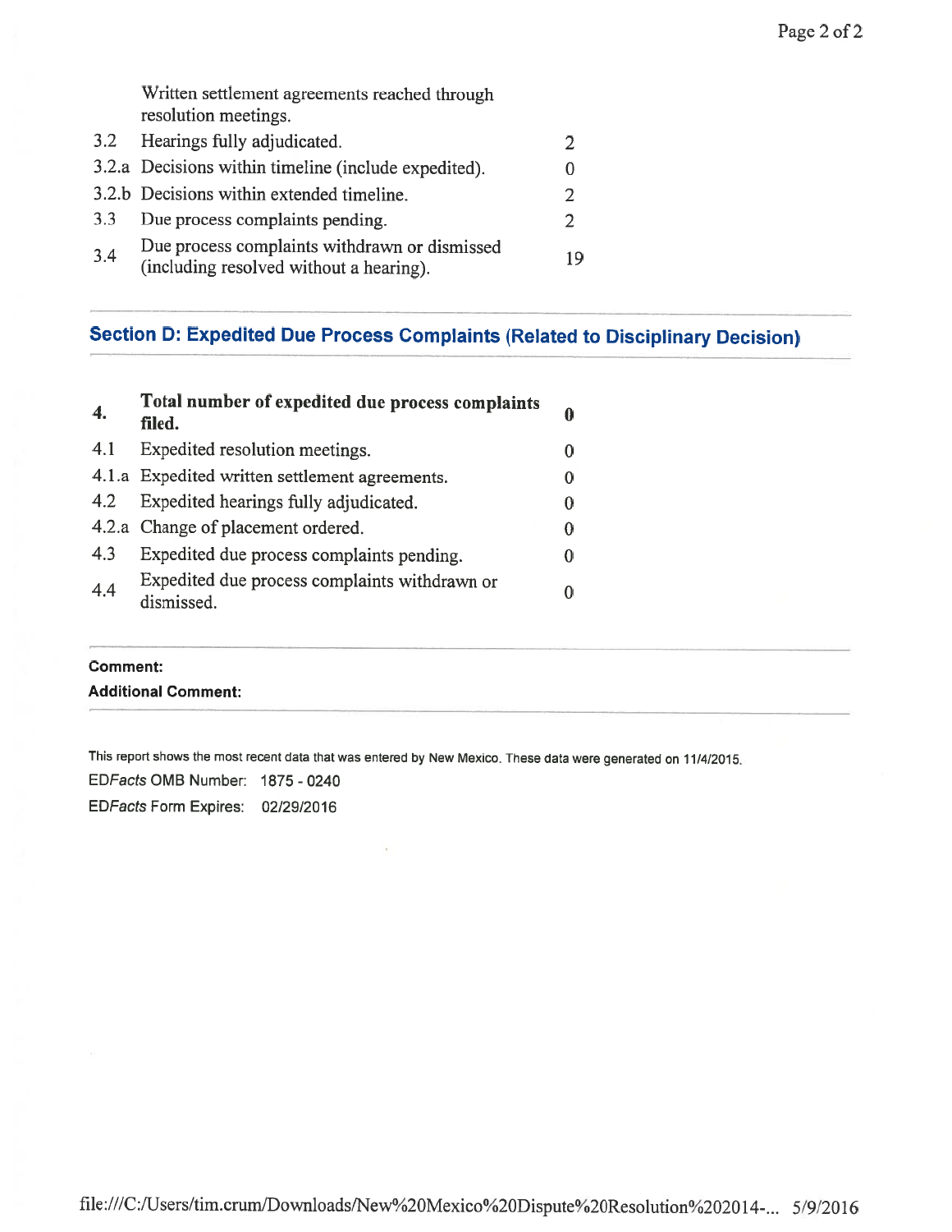| | | |
|---|---|---|
| | Written settlement agreements reached through resolution meetings. | |
| 3.2 | Hearings fully adjudicated. | 2 |
| 3.2.a | Decisions within timeline (include expedited). | 0 |
| 3.2.b | Decisions within extended timeline. | 2 |
| 3.3 | Due process complaints pending. | 2 |
| 3.4 | Due process complaints withdrawn or dismissed (including resolved without a hearing). | 19 |

## Section D: Expedited Due Process Complaints (Related to Disciplinary Decision)

| | | |
|---|---|---|
| **4.** | **Total number of expedited due process complaints filed.** | **0** |
| 4.1 | Expedited resolution meetings. | 0 |
| 4.1.a | Expedited written settlement agreements. | 0 |
| 4.2 | Expedited hearings fully adjudicated. | 0 |
| 4.2.a | Change of placement ordered. | 0 |
| 4.3 | Expedited due process complaints pending. | 0 |
| 4.4 | Expedited due process complaints withdrawn or dismissed. | 0 |

**Comment:**

**Additional Comment:**

This report shows the most recent data that was entered by New Mexico. These data were generated on 11/4/2015.

ED*Facts* OMB Number: 1875 - 0240

ED*Facts* Form Expires: 02/29/2016